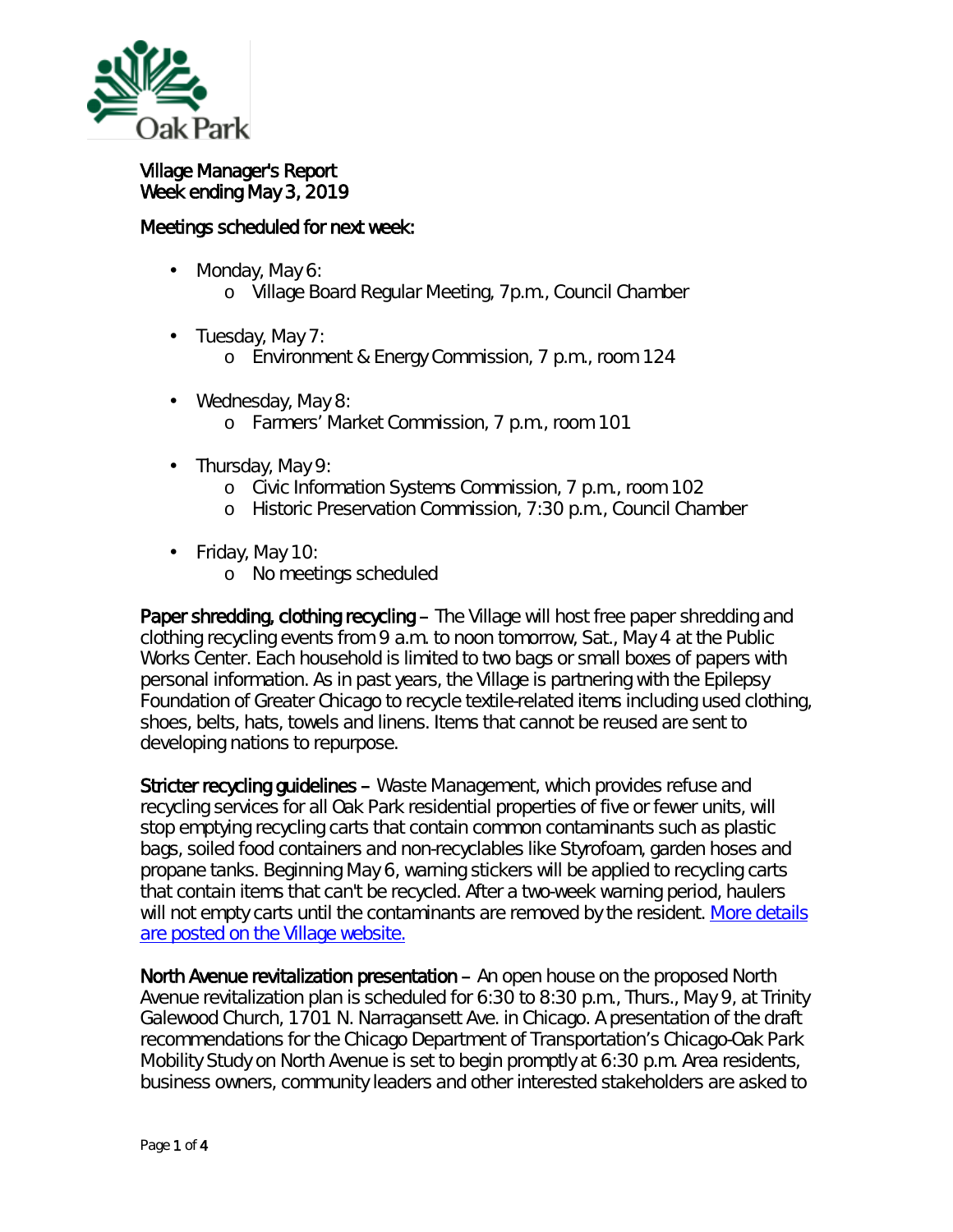Village Manager's Report
Week ending May 3, 2019

Meetings scheduled for next week:

- Monday, May 6:
  - Village Board Regular Meeting, 7p.m., Council Chamber
- Tuesday, May 7:
  - Environment & Energy Commission, 7 p.m., room 124
- Wednesday, May 8:
  - Farmers' Market Commission, 7 p.m., room 101
- Thursday, May 9:
  - Civic Information Systems Commission, 7 p.m., room 102
  - Historic Preservation Commission, 7:30 p.m., Council Chamber
- Friday, May 10:
  - No meetings scheduled

**Paper shredding, clothing recycling** – The Village will host free paper shredding and clothing recycling events from 9 a.m. to noon tomorrow, Sat., May 4 at the Public Works Center. Each household is limited to two bags or small boxes of papers with personal information. As in past years, the Village is partnering with the Epilepsy Foundation of Greater Chicago to recycle textile-related items including used clothing, shoes, belts, hats, towels and linens. Items that cannot be reused are sent to developing nations to repurpose.

**Stricter recycling guidelines** – Waste Management, which provides refuse and recycling services for all Oak Park residential properties of five or fewer units, will stop emptying recycling carts that contain common contaminants such as plastic bags, soiled food containers and non-recyclables like Styrofoam, garden hoses and propane tanks. Beginning May 6, warning stickers will be applied to recycling carts that contain items that can't be recycled. After a two-week warning period, haulers will not empty carts until the contaminants are removed by the resident. More details are posted on the Village website.

**North Avenue revitalization presentation** – An open house on the proposed North Avenue revitalization plan is scheduled for 6:30 to 8:30 p.m., Thurs., May 9, at Trinity Galewood Church, 1701 N. Narragansett Ave. in Chicago. A presentation of the draft recommendations for the Chicago Department of Transportation's Chicago-Oak Park Mobility Study on North Avenue is set to begin promptly at 6:30 p.m. Area residents, business owners, community leaders and other interested stakeholders are asked to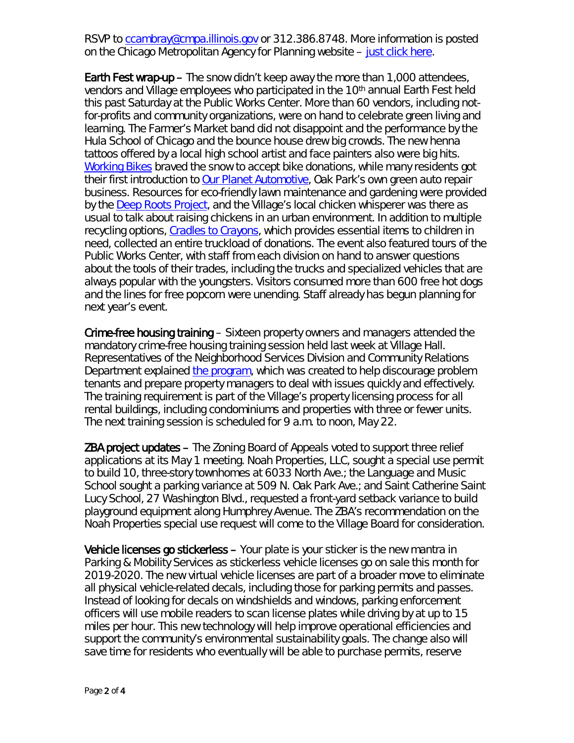RSVP to ccambray@cmpa.illinois.gov or 312.386.8748. More information is posted on the Chicago Metropolitan Agency for Planning website – just click here.

**Earth Fest wrap-up** – The snow didn't keep away the more than 1,000 attendees, vendors and Village employees who participated in the 10th annual Earth Fest held this past Saturday at the Public Works Center. More than 60 vendors, including not-for-profits and community organizations, were on hand to celebrate green living and learning. The Farmer's Market band did not disappoint and the performance by the Hula School of Chicago and the bounce house drew big crowds. The new henna tattoos offered by a local high school artist and face painters also were big hits. Working Bikes braved the snow to accept bike donations, while many residents got their first introduction to Our Planet Automotive, Oak Park's own green auto repair business. Resources for eco-friendly lawn maintenance and gardening were provided by the Deep Roots Project, and the Village's local chicken whisperer was there as usual to talk about raising chickens in an urban environment. In addition to multiple recycling options, Cradles to Crayons, which provides essential items to children in need, collected an entire truckload of donations. The event also featured tours of the Public Works Center, with staff from each division on hand to answer questions about the tools of their trades, including the trucks and specialized vehicles that are always popular with the youngsters. Visitors consumed more than 600 free hot dogs and the lines for free popcorn were unending. Staff already has begun planning for next year's event.

**Crime-free housing training** – Sixteen property owners and managers attended the mandatory crime-free housing training session held last week at Village Hall. Representatives of the Neighborhood Services Division and Community Relations Department explained the program, which was created to help discourage problem tenants and prepare property managers to deal with issues quickly and effectively. The training requirement is part of the Village's property licensing process for all rental buildings, including condominiums and properties with three or fewer units. The next training session is scheduled for 9 a.m. to noon, May 22.

**ZBA project updates** – The Zoning Board of Appeals voted to support three relief applications at its May 1 meeting. Noah Properties, LLC, sought a special use permit to build 10, three-story townhomes at 6033 North Ave.; the Language and Music School sought a parking variance at 509 N. Oak Park Ave.; and Saint Catherine Saint Lucy School, 27 Washington Blvd., requested a front-yard setback variance to build playground equipment along Humphrey Avenue. The ZBA's recommendation on the Noah Properties special use request will come to the Village Board for consideration.

**Vehicle licenses go stickerless** – Your plate is your sticker is the new mantra in Parking & Mobility Services as stickerless vehicle licenses go on sale this month for 2019-2020. The new virtual vehicle licenses are part of a broader move to eliminate all physical vehicle-related decals, including those for parking permits and passes. Instead of looking for decals on windshields and windows, parking enforcement officers will use mobile readers to scan license plates while driving by at up to 15 miles per hour. This new technology will help improve operational efficiencies and support the community's environmental sustainability goals. The change also will save time for residents who eventually will be able to purchase permits, reserve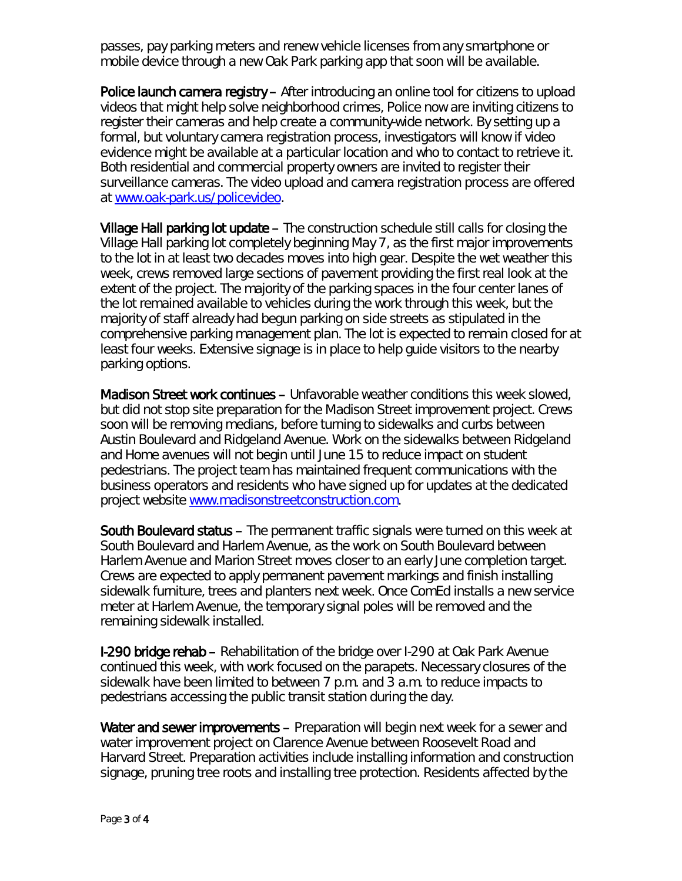passes, pay parking meters and renew vehicle licenses from any smartphone or mobile device through a new Oak Park parking app that soon will be available.

**Police launch camera registry** – After introducing an online tool for citizens to upload videos that might help solve neighborhood crimes, Police now are inviting citizens to register their cameras and help create a community-wide network. By setting up a formal, but voluntary camera registration process, investigators will know if video evidence might be available at a particular location and who to contact to retrieve it. Both residential and commercial property owners are invited to register their surveillance cameras. The video upload and camera registration process are offered at [www.oak-park.us/policevideo](www.oak-park.us/policevideo).

**Village Hall parking lot update** – The construction schedule still calls for closing the Village Hall parking lot completely beginning May 7, as the first major improvements to the lot in at least two decades moves into high gear. Despite the wet weather this week, crews removed large sections of pavement providing the first real look at the extent of the project. The majority of the parking spaces in the four center lanes of the lot remained available to vehicles during the work through this week, but the majority of staff already had begun parking on side streets as stipulated in the comprehensive parking management plan. The lot is expected to remain closed for at least four weeks. Extensive signage is in place to help guide visitors to the nearby parking options.

**Madison Street work continues** – Unfavorable weather conditions this week slowed, but did not stop site preparation for the Madison Street improvement project. Crews soon will be removing medians, before turning to sidewalks and curbs between Austin Boulevard and Ridgeland Avenue. Work on the sidewalks between Ridgeland and Home avenues will not begin until June 15 to reduce impact on student pedestrians. The project team has maintained frequent communications with the business operators and residents who have signed up for updates at the dedicated project website [www.madisonstreetconstruction.com](www.madisonstreetconstruction.com).

**South Boulevard status** – The permanent traffic signals were turned on this week at South Boulevard and Harlem Avenue, as the work on South Boulevard between Harlem Avenue and Marion Street moves closer to an early June completion target. Crews are expected to apply permanent pavement markings and finish installing sidewalk furniture, trees and planters next week. Once ComEd installs a new service meter at Harlem Avenue, the temporary signal poles will be removed and the remaining sidewalk installed.

**I-290 bridge rehab** – Rehabilitation of the bridge over I-290 at Oak Park Avenue continued this week, with work focused on the parapets. Necessary closures of the sidewalk have been limited to between 7 p.m. and 3 a.m. to reduce impacts to pedestrians accessing the public transit station during the day.

**Water and sewer improvements** – Preparation will begin next week for a sewer and water improvement project on Clarence Avenue between Roosevelt Road and Harvard Street. Preparation activities include installing information and construction signage, pruning tree roots and installing tree protection. Residents affected by the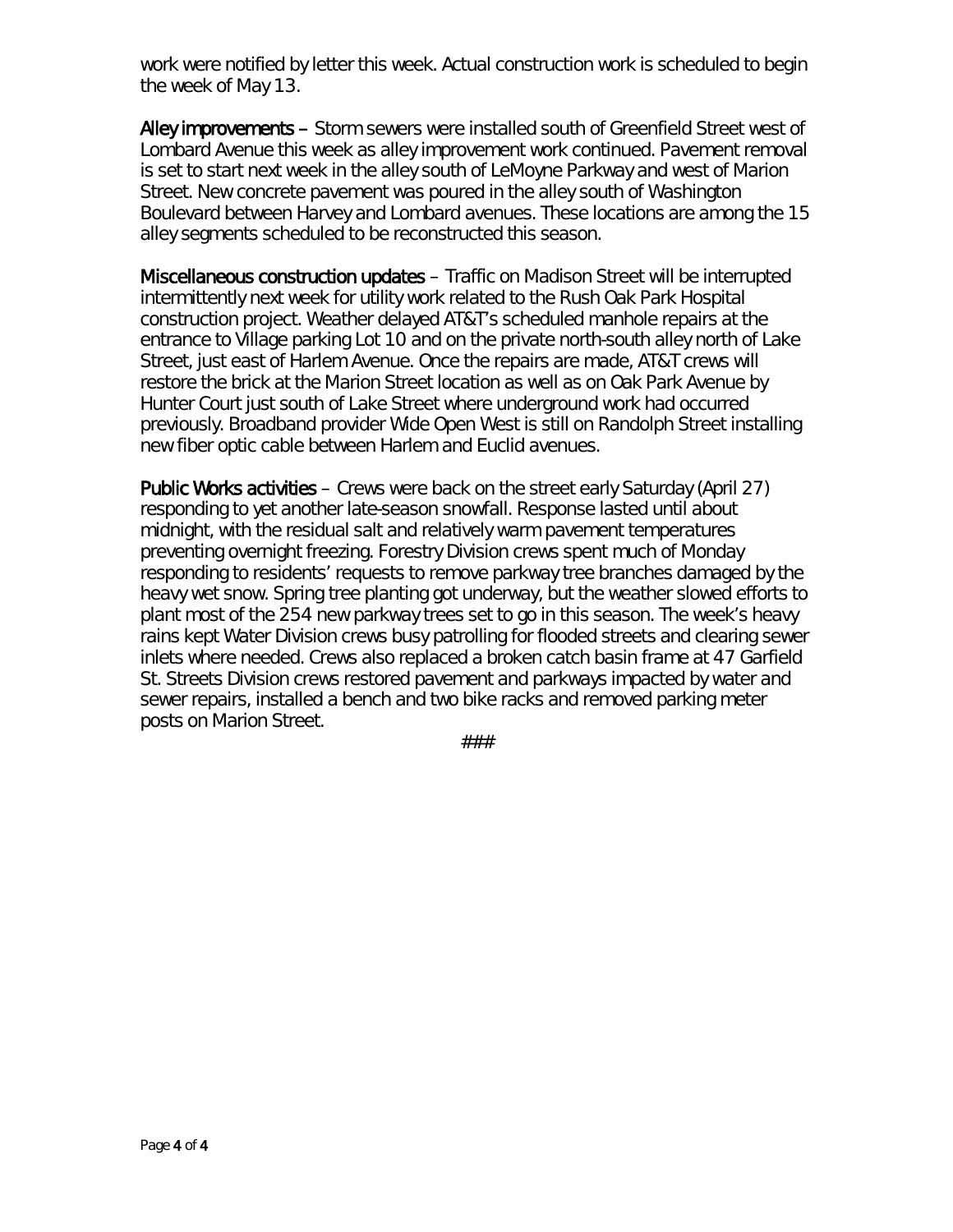work were notified by letter this week. Actual construction work is scheduled to begin the week of May 13.

**Alley improvements** – Storm sewers were installed south of Greenfield Street west of Lombard Avenue this week as alley improvement work continued. Pavement removal is set to start next week in the alley south of LeMoyne Parkway and west of Marion Street. New concrete pavement was poured in the alley south of Washington Boulevard between Harvey and Lombard avenues. These locations are among the 15 alley segments scheduled to be reconstructed this season.

**Miscellaneous construction updates** – Traffic on Madison Street will be interrupted intermittently next week for utility work related to the Rush Oak Park Hospital construction project. Weather delayed AT&T's scheduled manhole repairs at the entrance to Village parking Lot 10 and on the private north-south alley north of Lake Street, just east of Harlem Avenue. Once the repairs are made, AT&T crews will restore the brick at the Marion Street location as well as on Oak Park Avenue by Hunter Court just south of Lake Street where underground work had occurred previously. Broadband provider Wide Open West is still on Randolph Street installing new fiber optic cable between Harlem and Euclid avenues.

**Public Works activities** – Crews were back on the street early Saturday (April 27) responding to yet another late-season snowfall. Response lasted until about midnight, with the residual salt and relatively warm pavement temperatures preventing overnight freezing. Forestry Division crews spent much of Monday responding to residents' requests to remove parkway tree branches damaged by the heavy wet snow. Spring tree planting got underway, but the weather slowed efforts to plant most of the 254 new parkway trees set to go in this season. The week's heavy rains kept Water Division crews busy patrolling for flooded streets and clearing sewer inlets where needed. Crews also replaced a broken catch basin frame at 47 Garfield St. Streets Division crews restored pavement and parkways impacted by water and sewer repairs, installed a bench and two bike racks and removed parking meter posts on Marion Street.

###